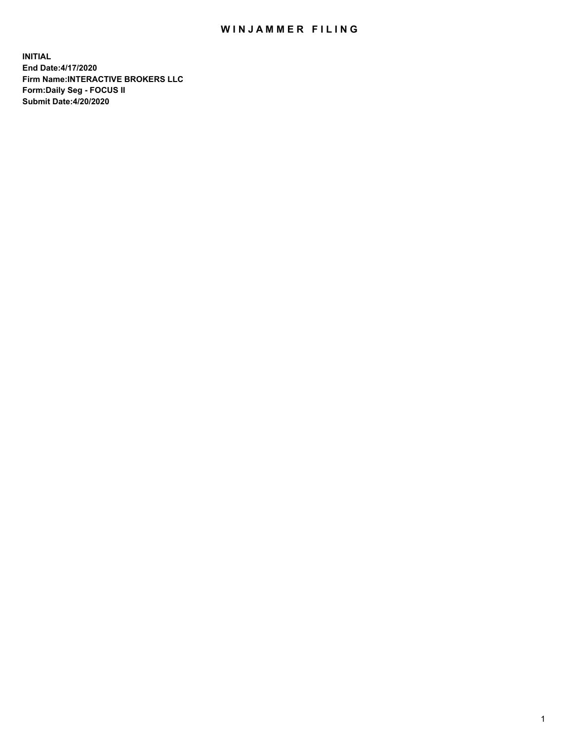# WINJAMMER FILING

**INITIAL**
**End Date:4/17/2020**
**Firm Name:INTERACTIVE BROKERS LLC**
**Form:Daily Seg - FOCUS II**
**Submit Date:4/20/2020**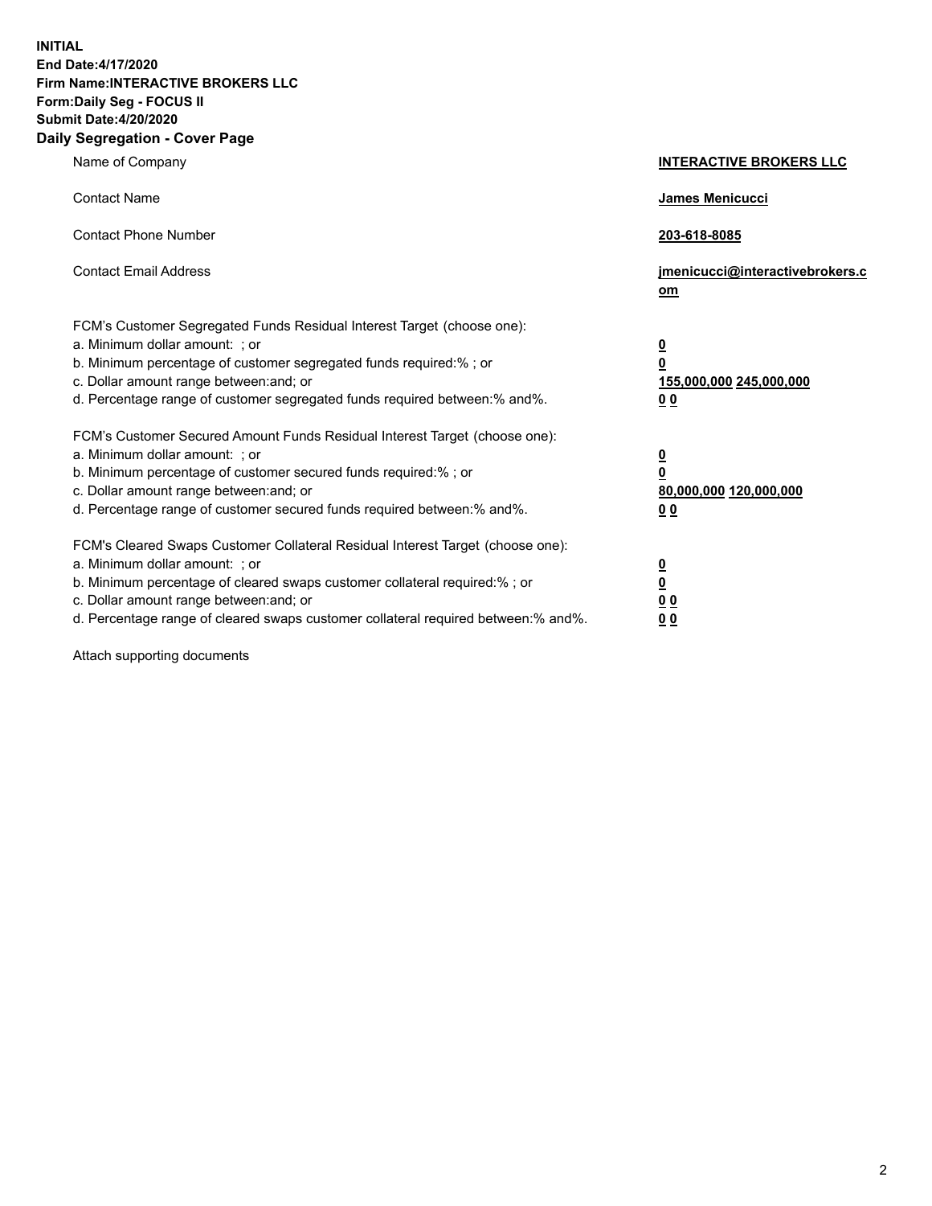**INITIAL**
**End Date:4/17/2020**
**Firm Name:INTERACTIVE BROKERS LLC**
**Form:Daily Seg - FOCUS II**
**Submit Date:4/20/2020**

## Daily Segregation - Cover Page

| | |
|---|---|
| Name of Company | **INTERACTIVE BROKERS LLC** |
| Contact Name | **James Menicucci** |
| Contact Phone Number | **203-618-8085** |
| Contact Email Address | **jmenicucci@interactivebrokers.com** |

FCM's Customer Segregated Funds Residual Interest Target (choose one):

| | |
|---|---|
| a. Minimum dollar amount: ; or | **0** |
| b. Minimum percentage of customer segregated funds required:% ; or | **0** |
| c. Dollar amount range between:and; or | **155,000,000 245,000,000** |
| d. Percentage range of customer segregated funds required between:% and%. | **0 0** |

FCM's Customer Secured Amount Funds Residual Interest Target (choose one):

| | |
|---|---|
| a. Minimum dollar amount: ; or | **0** |
| b. Minimum percentage of customer secured funds required:% ; or | **0** |
| c. Dollar amount range between:and; or | **80,000,000 120,000,000** |
| d. Percentage range of customer secured funds required between:% and%. | **0 0** |

FCM's Cleared Swaps Customer Collateral Residual Interest Target (choose one):

| | |
|---|---|
| a. Minimum dollar amount: ; or | **0** |
| b. Minimum percentage of cleared swaps customer collateral required:% ; or | **0** |
| c. Dollar amount range between:and; or | **0 0** |
| d. Percentage range of cleared swaps customer collateral required between:% and%. | **0 0** |

Attach supporting documents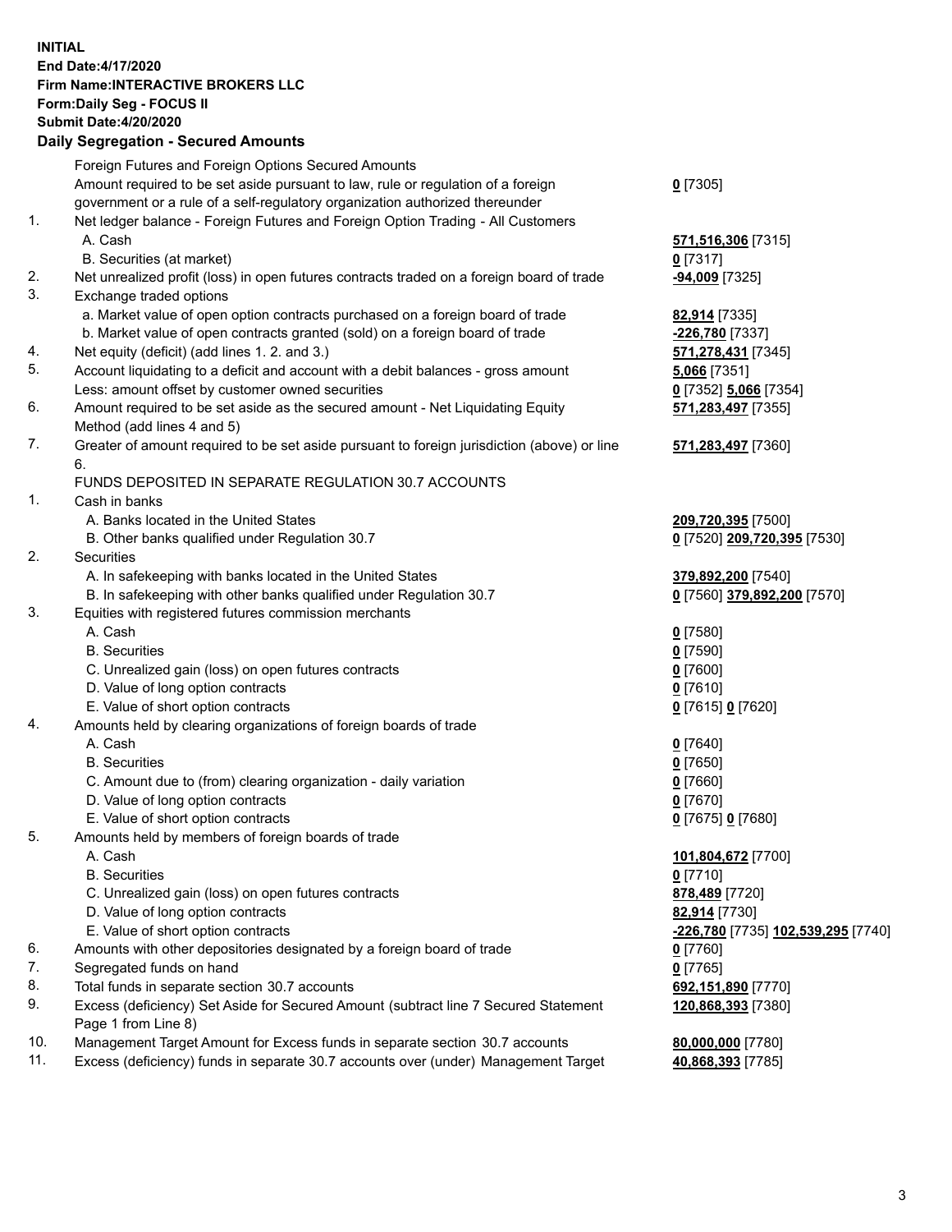**INITIAL**
**End Date:4/17/2020**
**Firm Name:INTERACTIVE BROKERS LLC**
**Form:Daily Seg - FOCUS II**
**Submit Date:4/20/2020**

## Daily Segregation - Secured Amounts

| | | |
|---|---|---|
| | Foreign Futures and Foreign Options Secured Amounts | |
| | Amount required to be set aside pursuant to law, rule or regulation of a foreign government or a rule of a self-regulatory organization authorized thereunder | **0** [7305] |
| 1. | Net ledger balance - Foreign Futures and Foreign Option Trading - All Customers | |
| | A. Cash | **571,516,306** [7315] |
| | B. Securities (at market) | **0** [7317] |
| 2. | Net unrealized profit (loss) in open futures contracts traded on a foreign board of trade | **-94,009** [7325] |
| 3. | Exchange traded options | |
| | a. Market value of open option contracts purchased on a foreign board of trade | **82,914** [7335] |
| | b. Market value of open contracts granted (sold) on a foreign board of trade | **-226,780** [7337] |
| 4. | Net equity (deficit) (add lines 1. 2. and 3.) | **571,278,431** [7345] |
| 5. | Account liquidating to a deficit and account with a debit balances - gross amount | **5,066** [7351] |
| | Less: amount offset by customer owned securities | **0** [7352] **5,066** [7354] |
| 6. | Amount required to be set aside as the secured amount - Net Liquidating Equity Method (add lines 4 and 5) | **571,283,497** [7355] |
| 7. | Greater of amount required to be set aside pursuant to foreign jurisdiction (above) or line 6. | **571,283,497** [7360] |
| | FUNDS DEPOSITED IN SEPARATE REGULATION 30.7 ACCOUNTS | |
| 1. | Cash in banks | |
| | A. Banks located in the United States | **209,720,395** [7500] |
| | B. Other banks qualified under Regulation 30.7 | **0** [7520] **209,720,395** [7530] |
| 2. | Securities | |
| | A. In safekeeping with banks located in the United States | **379,892,200** [7540] |
| | B. In safekeeping with other banks qualified under Regulation 30.7 | **0** [7560] **379,892,200** [7570] |
| 3. | Equities with registered futures commission merchants | |
| | A. Cash | **0** [7580] |
| | B. Securities | **0** [7590] |
| | C. Unrealized gain (loss) on open futures contracts | **0** [7600] |
| | D. Value of long option contracts | **0** [7610] |
| | E. Value of short option contracts | **0** [7615] **0** [7620] |
| 4. | Amounts held by clearing organizations of foreign boards of trade | |
| | A. Cash | **0** [7640] |
| | B. Securities | **0** [7650] |
| | C. Amount due to (from) clearing organization - daily variation | **0** [7660] |
| | D. Value of long option contracts | **0** [7670] |
| | E. Value of short option contracts | **0** [7675] **0** [7680] |
| 5. | Amounts held by members of foreign boards of trade | |
| | A. Cash | **101,804,672** [7700] |
| | B. Securities | **0** [7710] |
| | C. Unrealized gain (loss) on open futures contracts | **878,489** [7720] |
| | D. Value of long option contracts | **82,914** [7730] |
| | E. Value of short option contracts | **-226,780** [7735] **102,539,295** [7740] |
| 6. | Amounts with other depositories designated by a foreign board of trade | **0** [7760] |
| 7. | Segregated funds on hand | **0** [7765] |
| 8. | Total funds in separate section 30.7 accounts | **692,151,890** [7770] |
| 9. | Excess (deficiency) Set Aside for Secured Amount (subtract line 7 Secured Statement Page 1 from Line 8) | **120,868,393** [7380] |
| 10. | Management Target Amount for Excess funds in separate section 30.7 accounts | **80,000,000** [7780] |
| 11. | Excess (deficiency) funds in separate 30.7 accounts over (under) Management Target | **40,868,393** [7785] |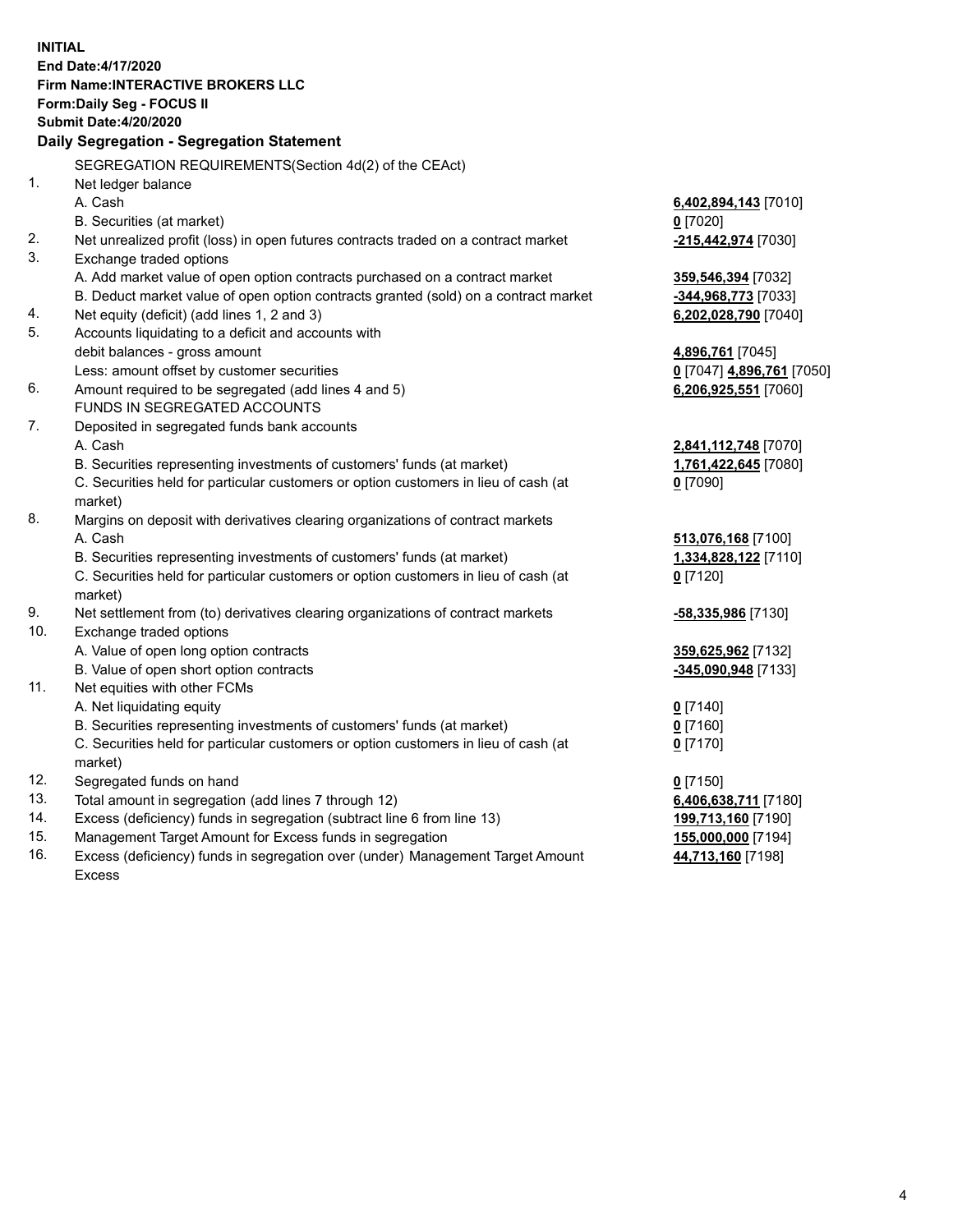**INITIAL**
**End Date:4/17/2020**
**Firm Name:INTERACTIVE BROKERS LLC**
**Form:Daily Seg - FOCUS II**
**Submit Date:4/20/2020**

## Daily Segregation - Segregation Statement

| | | |
|---|---|---|
| | SEGREGATION REQUIREMENTS(Section 4d(2) of the CEAct) | |
| 1. | Net ledger balance | |
| | A. Cash | **6,402,894,143** [7010] |
| | B. Securities (at market) | **0** [7020] |
| 2. | Net unrealized profit (loss) in open futures contracts traded on a contract market | **-215,442,974** [7030] |
| 3. | Exchange traded options | |
| | A. Add market value of open option contracts purchased on a contract market | **359,546,394** [7032] |
| | B. Deduct market value of open option contracts granted (sold) on a contract market | **-344,968,773** [7033] |
| 4. | Net equity (deficit) (add lines 1, 2 and 3) | **6,202,028,790** [7040] |
| 5. | Accounts liquidating to a deficit and accounts with debit balances - gross amount | **4,896,761** [7045] |
| | Less: amount offset by customer securities | **0** [7047] **4,896,761** [7050] |
| 6. | Amount required to be segregated (add lines 4 and 5) | **6,206,925,551** [7060] |
| | FUNDS IN SEGREGATED ACCOUNTS | |
| 7. | Deposited in segregated funds bank accounts | |
| | A. Cash | **2,841,112,748** [7070] |
| | B. Securities representing investments of customers' funds (at market) | **1,761,422,645** [7080] |
| | C. Securities held for particular customers or option customers in lieu of cash (at market) | **0** [7090] |
| 8. | Margins on deposit with derivatives clearing organizations of contract markets | |
| | A. Cash | **513,076,168** [7100] |
| | B. Securities representing investments of customers' funds (at market) | **1,334,828,122** [7110] |
| | C. Securities held for particular customers or option customers in lieu of cash (at market) | **0** [7120] |
| 9. | Net settlement from (to) derivatives clearing organizations of contract markets | **-58,335,986** [7130] |
| 10. | Exchange traded options | |
| | A. Value of open long option contracts | **359,625,962** [7132] |
| | B. Value of open short option contracts | **-345,090,948** [7133] |
| 11. | Net equities with other FCMs | |
| | A. Net liquidating equity | **0** [7140] |
| | B. Securities representing investments of customers' funds (at market) | **0** [7160] |
| | C. Securities held for particular customers or option customers in lieu of cash (at market) | **0** [7170] |
| 12. | Segregated funds on hand | **0** [7150] |
| 13. | Total amount in segregation (add lines 7 through 12) | **6,406,638,711** [7180] |
| 14. | Excess (deficiency) funds in segregation (subtract line 6 from line 13) | **199,713,160** [7190] |
| 15. | Management Target Amount for Excess funds in segregation | **155,000,000** [7194] |
| 16. | Excess (deficiency) funds in segregation over (under) Management Target Amount Excess | **44,713,160** [7198] |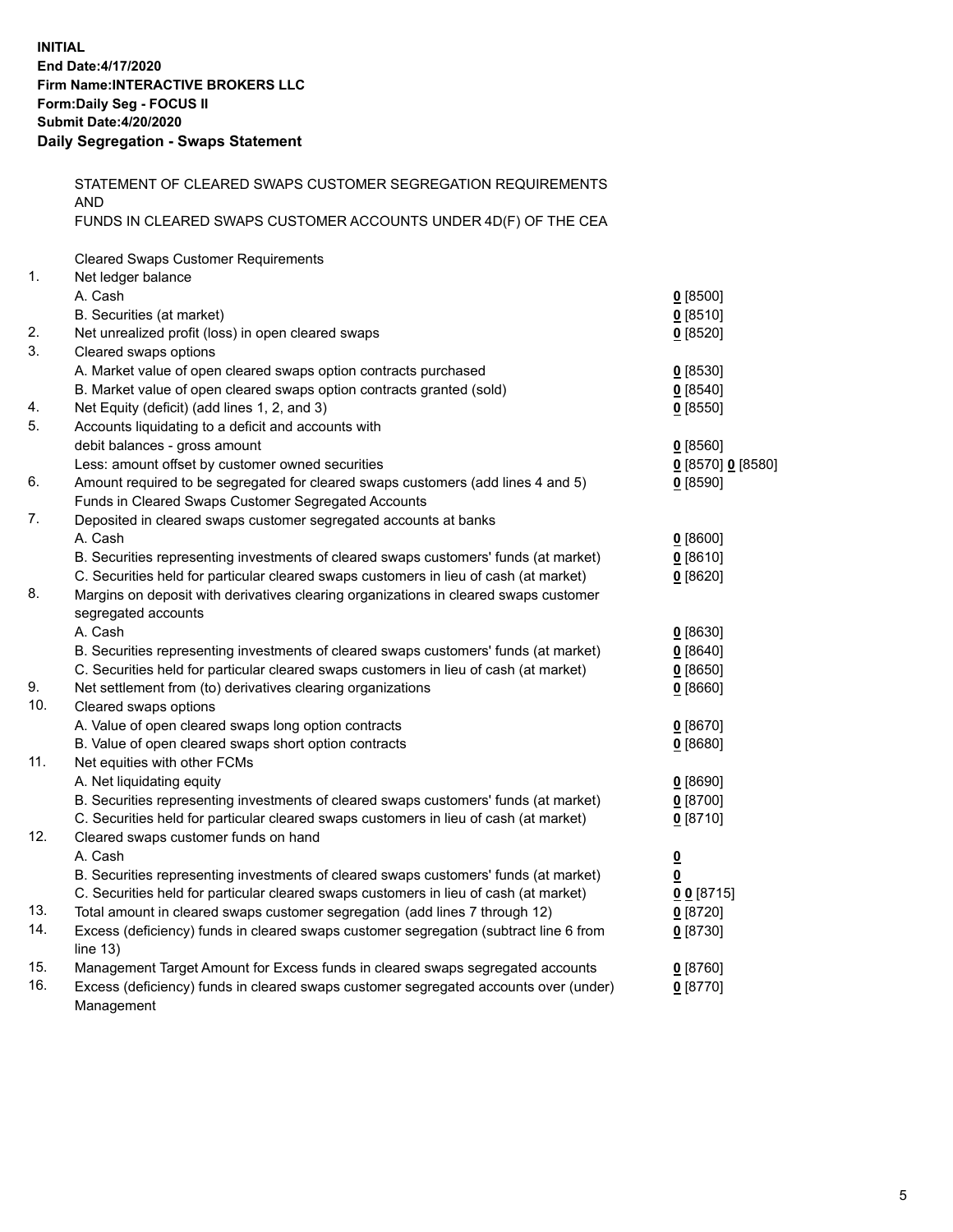**INITIAL**
**End Date:4/17/2020**
**Firm Name:INTERACTIVE BROKERS LLC**
**Form:Daily Seg - FOCUS II**
**Submit Date:4/20/2020**
**Daily Segregation - Swaps Statement**

STATEMENT OF CLEARED SWAPS CUSTOMER SEGREGATION REQUIREMENTS AND FUNDS IN CLEARED SWAPS CUSTOMER ACCOUNTS UNDER 4D(F) OF THE CEA

| | | |
|---|---|---|
| | Cleared Swaps Customer Requirements | |
| 1. | Net ledger balance | |
| | A. Cash | 0 [8500] |
| | B. Securities (at market) | 0 [8510] |
| 2. | Net unrealized profit (loss) in open cleared swaps | 0 [8520] |
| 3. | Cleared swaps options | |
| | A. Market value of open cleared swaps option contracts purchased | 0 [8530] |
| | B. Market value of open cleared swaps option contracts granted (sold) | 0 [8540] |
| 4. | Net Equity (deficit) (add lines 1, 2, and 3) | 0 [8550] |
| 5. | Accounts liquidating to a deficit and accounts with | |
| | debit balances - gross amount | 0 [8560] |
| | Less: amount offset by customer owned securities | 0 [8570] 0 [8580] |
| 6. | Amount required to be segregated for cleared swaps customers (add lines 4 and 5) | 0 [8590] |
| | Funds in Cleared Swaps Customer Segregated Accounts | |
| 7. | Deposited in cleared swaps customer segregated accounts at banks | |
| | A. Cash | 0 [8600] |
| | B. Securities representing investments of cleared swaps customers' funds (at market) | 0 [8610] |
| | C. Securities held for particular cleared swaps customers in lieu of cash (at market) | 0 [8620] |
| 8. | Margins on deposit with derivatives clearing organizations in cleared swaps customer segregated accounts | |
| | A. Cash | 0 [8630] |
| | B. Securities representing investments of cleared swaps customers' funds (at market) | 0 [8640] |
| | C. Securities held for particular cleared swaps customers in lieu of cash (at market) | 0 [8650] |
| 9. | Net settlement from (to) derivatives clearing organizations | 0 [8660] |
| 10. | Cleared swaps options | |
| | A. Value of open cleared swaps long option contracts | 0 [8670] |
| | B. Value of open cleared swaps short option contracts | 0 [8680] |
| 11. | Net equities with other FCMs | |
| | A. Net liquidating equity | 0 [8690] |
| | B. Securities representing investments of cleared swaps customers' funds (at market) | 0 [8700] |
| | C. Securities held for particular cleared swaps customers in lieu of cash (at market) | 0 [8710] |
| 12. | Cleared swaps customer funds on hand | |
| | A. Cash | 0 |
| | B. Securities representing investments of cleared swaps customers' funds (at market) | 0 |
| | C. Securities held for particular cleared swaps customers in lieu of cash (at market) | 0 0 [8715] |
| 13. | Total amount in cleared swaps customer segregation (add lines 7 through 12) | 0 [8720] |
| 14. | Excess (deficiency) funds in cleared swaps customer segregation (subtract line 6 from line 13) | 0 [8730] |
| 15. | Management Target Amount for Excess funds in cleared swaps segregated accounts | 0 [8760] |
| 16. | Excess (deficiency) funds in cleared swaps customer segregated accounts over (under) Management | 0 [8770] |